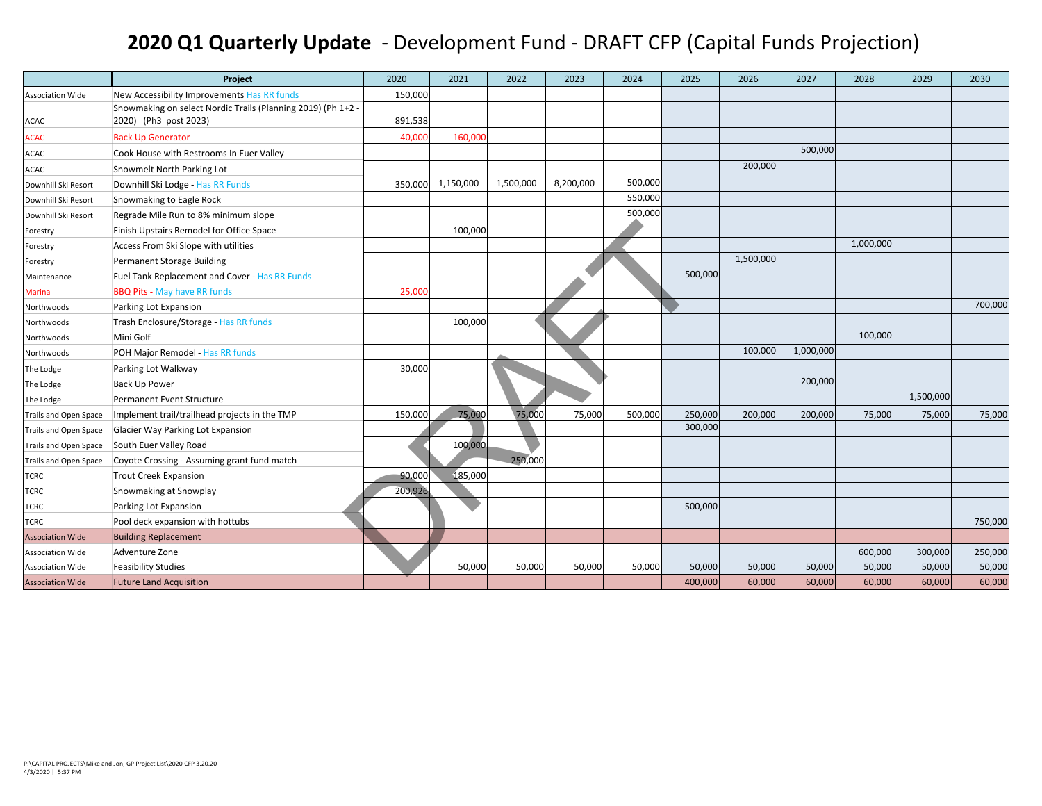# **2020 Q1 Quarterly Update** - Development Fund - DRAFT CFP (Capital Funds Projection)

| | Project | 2020 | 2021 | 2022 | 2023 | 2024 | 2025 | 2026 | 2027 | 2028 | 2029 | 2030 |
|---|---|---|---|---|---|---|---|---|---|---|---|---|
| Association Wide | New Accessibility Improvements Has RR funds | 150,000 | | | | | | | | | | |
| ACAC | Snowmaking on select Nordic Trails (Planning 2019) (Ph 1+2 - 2020) (Ph3 post 2023) | 891,538 | | | | | | | | | | |
| ACAC | Back Up Generator | 40,000 | 160,000 | | | | | | | | | |
| ACAC | Cook House with Restrooms In Euer Valley | | | | | | | | 500,000 | | | |
| ACAC | Snowmelt North Parking Lot | | | | | | | 200,000 | | | | |
| Downhill Ski Resort | Downhill Ski Lodge - Has RR Funds | 350,000 | 1,150,000 | 1,500,000 | 8,200,000 | 500,000 | | | | | | |
| Downhill Ski Resort | Snowmaking to Eagle Rock | | | | | 550,000 | | | | | | |
| Downhill Ski Resort | Regrade Mile Run to 8% minimum slope | | | | | 500,000 | | | | | | |
| Forestry | Finish Upstairs Remodel for Office Space | | 100,000 | | | | | | | | | |
| Forestry | Access From Ski Slope with utilities | | | | | | | | | 1,000,000 | | |
| Forestry | Permanent Storage Building | | | | | | | 1,500,000 | | | | |
| Maintenance | Fuel Tank Replacement and Cover - Has RR Funds | | | | | | 500,000 | | | | | |
| Marina | BBQ Pits - May have RR funds | 25,000 | | | | | | | | | | |
| Northwoods | Parking Lot Expansion | | | | | | | | | | | 700,000 |
| Northwoods | Trash Enclosure/Storage - Has RR funds | | 100,000 | | | | | | | | | |
| Northwoods | Mini Golf | | | | | | | | | 100,000 | | |
| Northwoods | POH Major Remodel - Has RR funds | | | | | | | 100,000 | 1,000,000 | | | |
| The Lodge | Parking Lot Walkway | 30,000 | | | | | | | | | | |
| The Lodge | Back Up Power | | | | | | | | 200,000 | | | |
| The Lodge | Permanent Event Structure | | | | | | | | | | 1,500,000 | |
| Trails and Open Space | Implement trail/trailhead projects in the TMP | 150,000 | 75,000 | 75,000 | 75,000 | 500,000 | 250,000 | 200,000 | 200,000 | 75,000 | 75,000 | 75,000 |
| Trails and Open Space | Glacier Way Parking Lot Expansion | | | | | | 300,000 | | | | | |
| Trails and Open Space | South Euer Valley Road | | 100,000 | | | | | | | | | |
| Trails and Open Space | Coyote Crossing - Assuming grant fund match | | | 250,000 | | | | | | | | |
| TCRC | Trout Creek Expansion | 90,000 | 185,000 | | | | | | | | | |
| TCRC | Snowmaking at Snowplay | 200,926 | | | | | | | | | | |
| TCRC | Parking Lot Expansion | | | | | | 500,000 | | | | | |
| TCRC | Pool deck expansion with hottubs | | | | | | | | | | | 750,000 |
| Association Wide | Building Replacement | | | | | | | | | | | |
| Association Wide | Adventure Zone | | | | | | | | | 600,000 | 300,000 | 250,000 |
| Association Wide | Feasibility Studies | | 50,000 | 50,000 | 50,000 | 50,000 | 50,000 | 50,000 | 50,000 | 50,000 | 50,000 | 50,000 |
| Association Wide | Future Land Acquisition | | | | | | 400,000 | 60,000 | 60,000 | 60,000 | 60,000 | 60,000 |

DRAFT

P:\CAPITAL PROJECTS\Mike and Jon, GP Project List\2020 CFP 3.20.20
4/3/2020 | 5:37 PM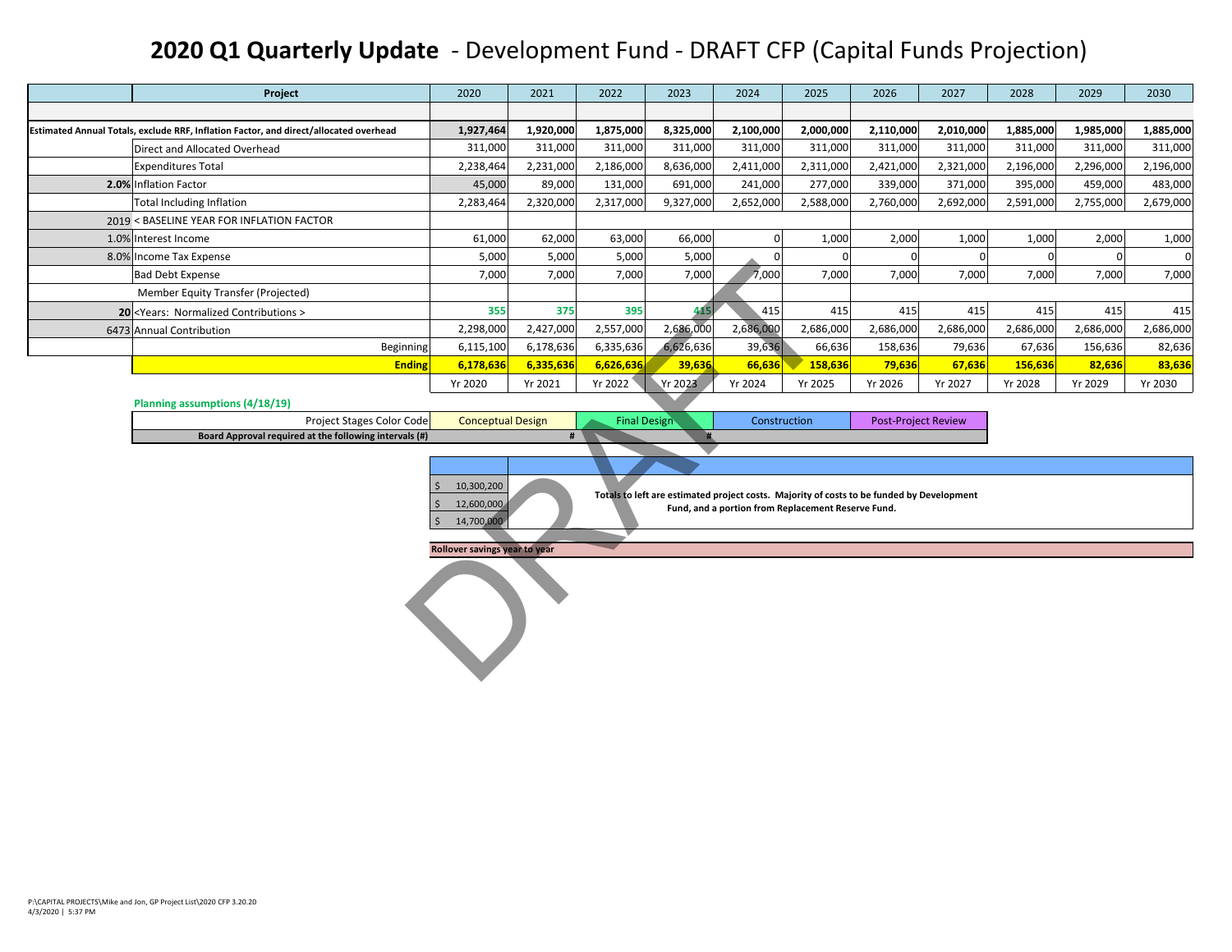# 2020 Q1 Quarterly Update - Development Fund - DRAFT CFP (Capital Funds Projection)

| | Project | 2020 | 2021 | 2022 | 2023 | 2024 | 2025 | 2026 | 2027 | 2028 | 2029 | 2030 |
|---|---|---|---|---|---|---|---|---|---|---|---|---|
| | | | | | | | | | | | | |
| **Estimated Annual Totals, exclude RRF, Inflation Factor, and direct/allocated overhead** | | **1,927,464** | **1,920,000** | **1,875,000** | **8,325,000** | **2,100,000** | **2,000,000** | **2,110,000** | **2,010,000** | **1,885,000** | **1,985,000** | **1,885,000** |
| | Direct and Allocated Overhead | 311,000 | 311,000 | 311,000 | 311,000 | 311,000 | 311,000 | 311,000 | 311,000 | 311,000 | 311,000 | 311,000 |
| | Expenditures Total | 2,238,464 | 2,231,000 | 2,186,000 | 8,636,000 | 2,411,000 | 2,311,000 | 2,421,000 | 2,321,000 | 2,196,000 | 2,296,000 | 2,196,000 |
| **2.0%** | Inflation Factor | 45,000 | 89,000 | 131,000 | 691,000 | 241,000 | 277,000 | 339,000 | 371,000 | 395,000 | 459,000 | 483,000 |
| | Total Including Inflation | 2,283,464 | 2,320,000 | 2,317,000 | 9,327,000 | 2,652,000 | 2,588,000 | 2,760,000 | 2,692,000 | 2,591,000 | 2,755,000 | 2,679,000 |
| 2019 | < BASELINE YEAR FOR INFLATION FACTOR | | | | | | | | | | | |
| 1.0% | Interest Income | 61,000 | 62,000 | 63,000 | 66,000 | 0 | 1,000 | 2,000 | 1,000 | 1,000 | 2,000 | 1,000 |
| 8.0% | Income Tax Expense | 5,000 | 5,000 | 5,000 | 5,000 | 0 | 0 | 0 | 0 | 0 | 0 | 0 |
| | Bad Debt Expense | 7,000 | 7,000 | 7,000 | 7,000 | 7,000 | 7,000 | 7,000 | 7,000 | 7,000 | 7,000 | 7,000 |
| | Member Equity Transfer (Projected) | | | | | | | | | | | |
| **20** | <Years: Normalized Contributions > | **355** | **375** | **395** | **415** | 415 | 415 | 415 | 415 | 415 | 415 | 415 |
| 6473 | Annual Contribution | 2,298,000 | 2,427,000 | 2,557,000 | 2,686,000 | 2,686,000 | 2,686,000 | 2,686,000 | 2,686,000 | 2,686,000 | 2,686,000 | 2,686,000 |
| | Beginning | 6,115,100 | 6,178,636 | 6,335,636 | 6,626,636 | 39,636 | 66,636 | 158,636 | 79,636 | 67,636 | 156,636 | 82,636 |
| | **Ending** | **6,178,636** | **6,335,636** | **6,626,636** | **39,636** | **66,636** | **158,636** | **79,636** | **67,636** | **156,636** | **82,636** | **83,636** |
| | | Yr 2020 | Yr 2021 | Yr 2022 | Yr 2023 | Yr 2024 | Yr 2025 | Yr 2026 | Yr 2027 | Yr 2028 | Yr 2029 | Yr 2030 |

**Planning assumptions (4/18/19)**

| Project Stages Color Code | Conceptual Design | Final Design | Construction | Post-Project Review |
|---|---|---|---|---|
| **Board Approval required at the following intervals (#)** | # | # | | |

| | |
|---|---|
| $ 10,300,200 | **Totals to left are estimated project costs. Majority of costs to be funded by Development Fund, and a portion from Replacement Reserve Fund.** |
| $ 12,600,000 | |
| $ 14,700,000 | |

**Rollover savings year to year**

DRAFT

P:\CAPITAL PROJECTS\Mike and Jon, GP Project List\2020 CFP 3.20.20
4/3/2020 | 5:37 PM